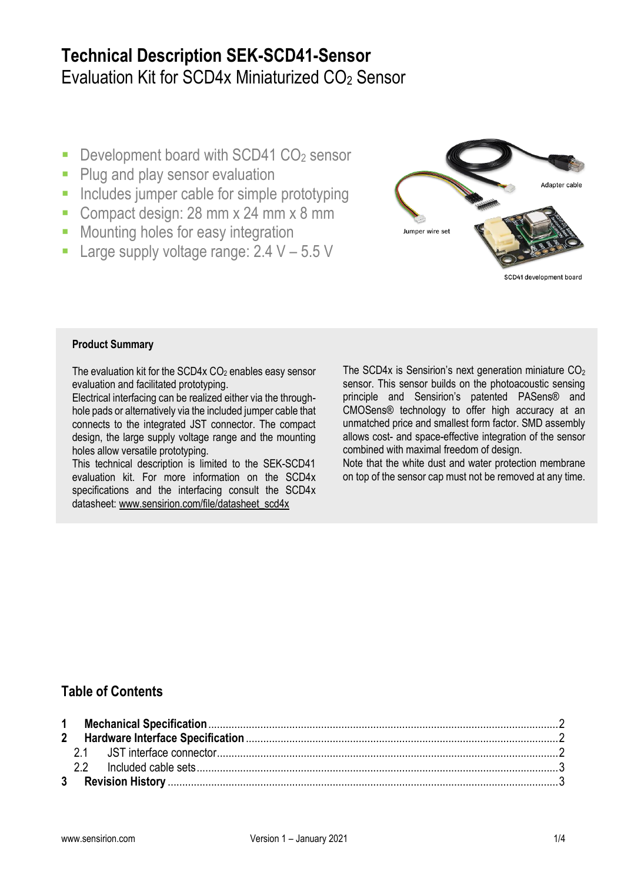# Technical Description SEK-SCD41-Sensor

Evaluation Kit for SCD4x Miniaturized $CO_2$ Sensor

- Development board with SCD41 $CO_2$ sensor
- Plug and play sensor evaluation
- Includes jumper cable for simple prototyping
- Compact design: 28 mm x 24 mm x 8 mm
- Mounting holes for easy integration
- Large supply voltage range: 2.4 V – 5.5 V

Adapter cable

Jumper wire set

SCD41 development board

## Product Summary

The evaluation kit for the SCD4x $CO_2$ enables easy sensor evaluation and facilitated prototyping.
Electrical interfacing can be realized either via the through-hole pads or alternatively via the included jumper cable that connects to the integrated JST connector. The compact design, the large supply voltage range and the mounting holes allow versatile prototyping.
This technical description is limited to the SEK-SCD41 evaluation kit. For more information on the SCD4x specifications and the interfacing consult the SCD4x datasheet: www.sensirion.com/file/datasheet_scd4x

The SCD4x is Sensirion's next generation miniature $CO_2$ sensor. This sensor builds on the photoacoustic sensing principle and Sensirion's patented PASens® and CMOSens® technology to offer high accuracy at an unmatched price and smallest form factor. SMD assembly allows cost- and space-effective integration of the sensor combined with maximal freedom of design.
Note that the white dust and water protection membrane on top of the sensor cap must not be removed at any time.

## Table of Contents

1 Mechanical Specification ........ 2
2 Hardware Interface Specification ........ 2
  2.1 JST interface connector ........ 2
  2.2 Included cable sets ........ 3
3 Revision History ........ 3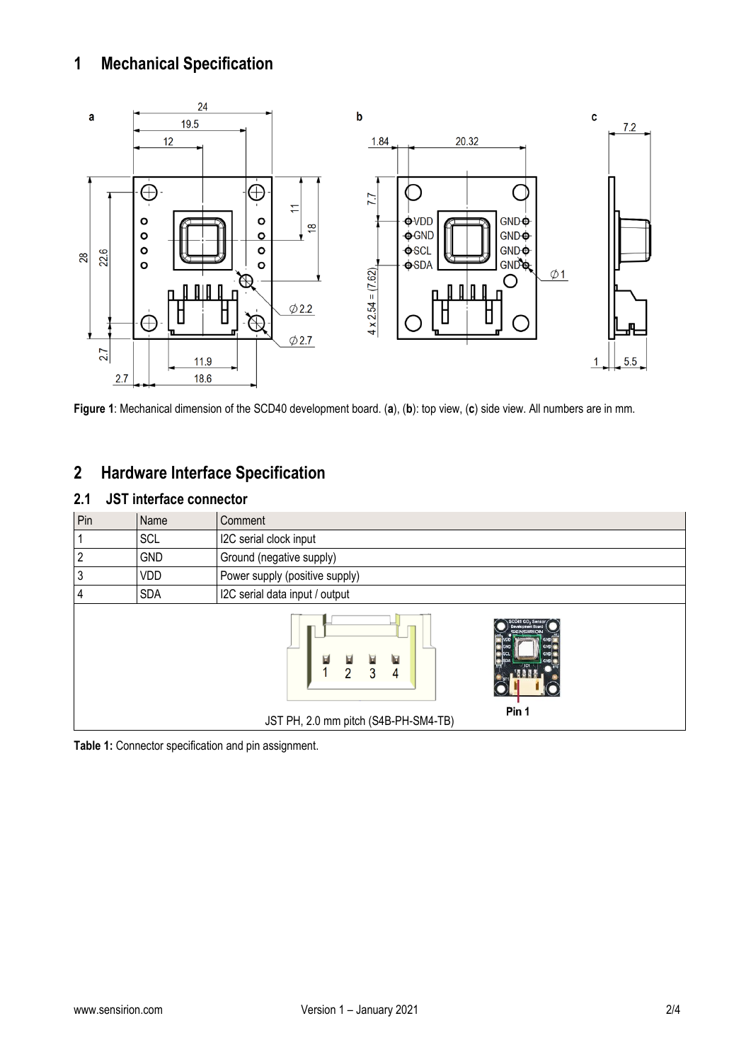# 1 Mechanical Specification

**Figure 1**: Mechanical dimension of the SCD40 development board. (**a**), (**b**): top view, (**c**) side view. All numbers are in mm.

# 2 Hardware Interface Specification

## 2.1 JST interface connector

| Pin | Name | Comment |
|---|---|---|
| 1 | SCL | I2C serial clock input |
| 2 | GND | Ground (negative supply) |
| 3 | VDD | Power supply (positive supply) |
| 4 | SDA | I2C serial data input / output |

JST PH, 2.0 mm pitch (S4B-PH-SM4-TB)

**Table 1:** Connector specification and pin assignment.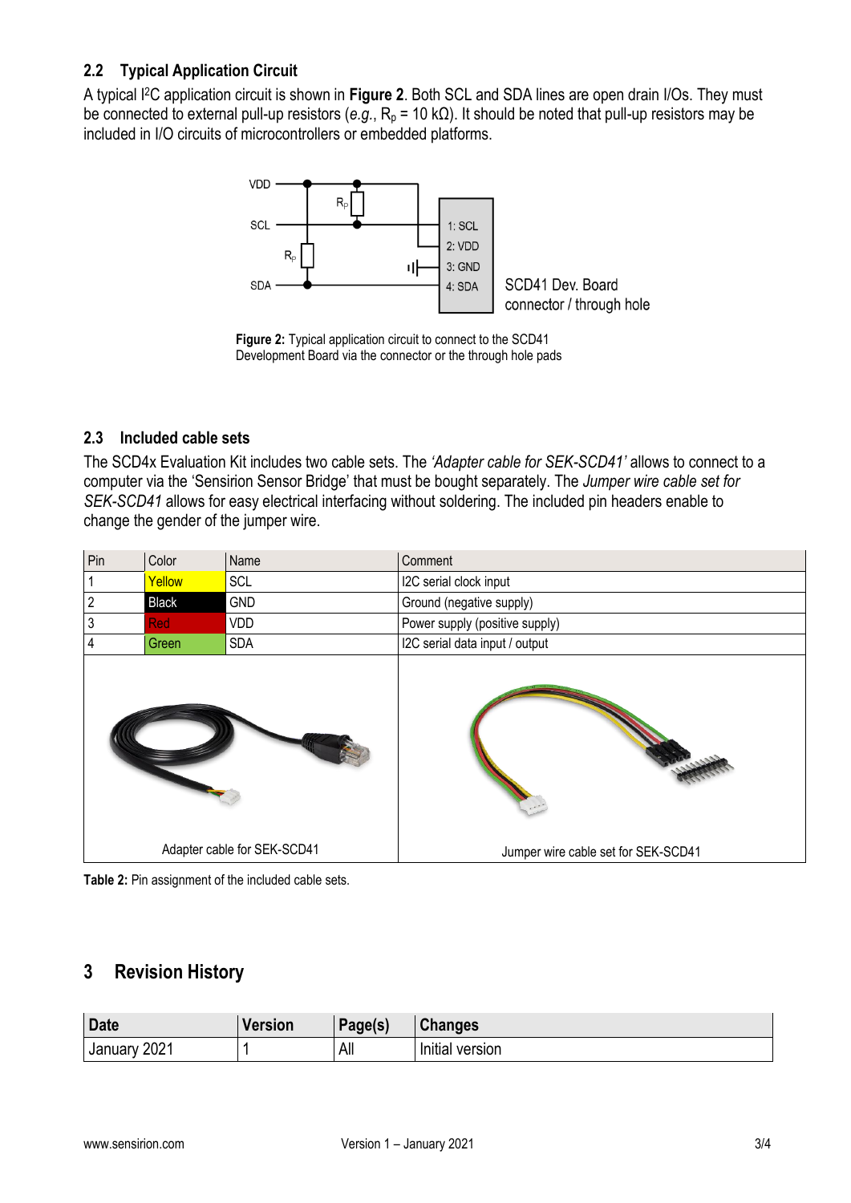### 2.2 Typical Application Circuit

A typical I²C application circuit is shown in **Figure 2**. Both SCL and SDA lines are open drain I/Os. They must be connected to external pull-up resistors (*e.g.*, $R_p$ = 10 kΩ). It should be noted that pull-up resistors may be included in I/O circuits of microcontrollers or embedded platforms.

**Figure 2:** Typical application circuit to connect to the SCD41 Development Board via the connector or the through hole pads

### 2.3 Included cable sets

The SCD4x Evaluation Kit includes two cable sets. The *'Adapter cable for SEK-SCD41'* allows to connect to a computer via the 'Sensirion Sensor Bridge' that must be bought separately. The *Jumper wire cable set for SEK-SCD41* allows for easy electrical interfacing without soldering. The included pin headers enable to change the gender of the jumper wire.

| Pin | Color | Name | Comment |
|---|---|---|---|
| 1 | Yellow | SCL | I2C serial clock input |
| 2 | Black | GND | Ground (negative supply) |
| 3 | Red | VDD | Power supply (positive supply) |
| 4 | Green | SDA | I2C serial data input / output |
| Adapter cable for SEK-SCD41 | | | Jumper wire cable set for SEK-SCD41 |

**Table 2:** Pin assignment of the included cable sets.

## 3 Revision History

| Date | Version | Page(s) | Changes |
|---|---|---|---|
| January 2021 | 1 | All | Initial version |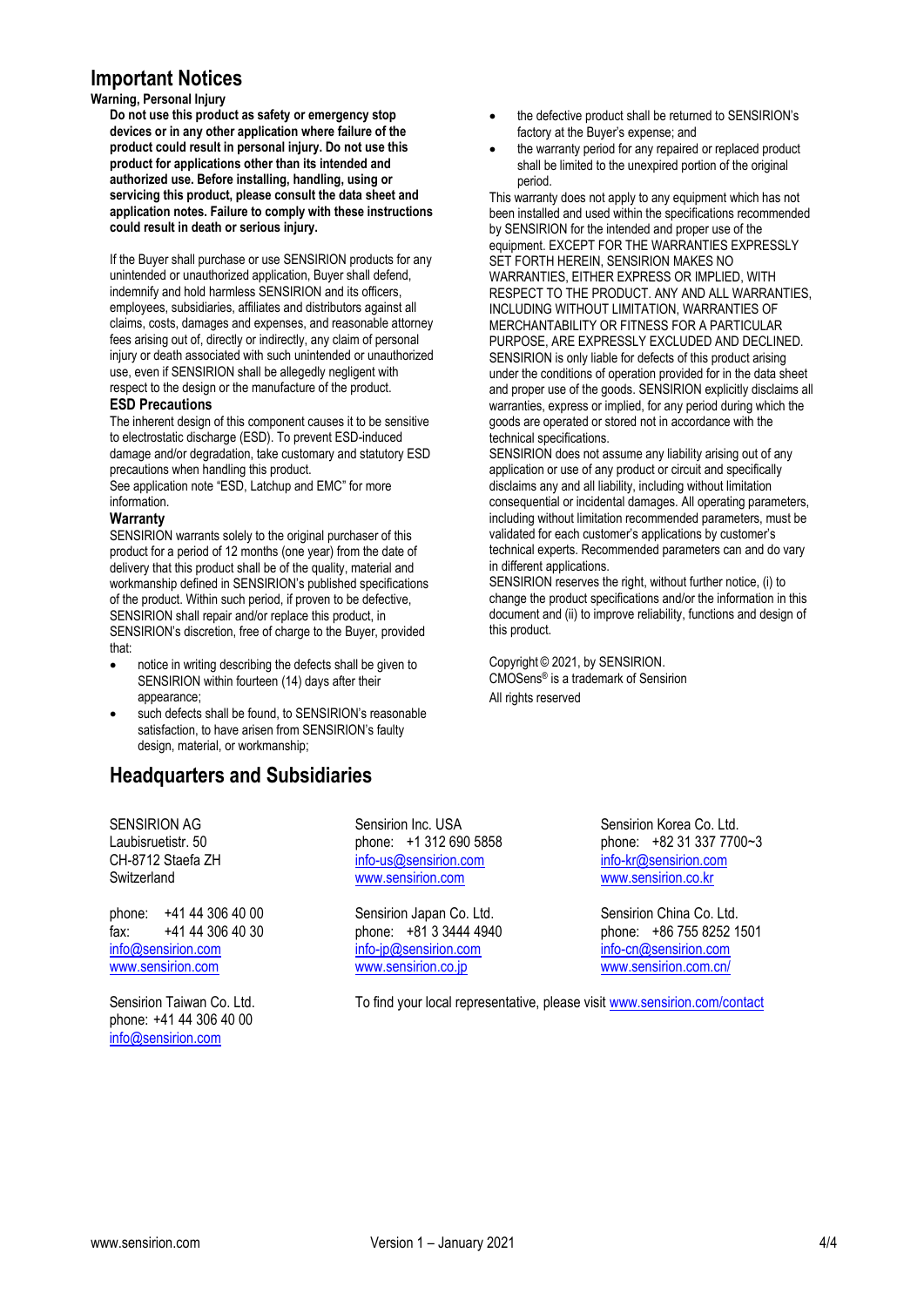# Important Notices

**Warning, Personal Injury**

**Do not use this product as safety or emergency stop devices or in any other application where failure of the product could result in personal injury. Do not use this product for applications other than its intended and authorized use. Before installing, handling, using or servicing this product, please consult the data sheet and application notes. Failure to comply with these instructions could result in death or serious injury.**

If the Buyer shall purchase or use SENSIRION products for any unintended or unauthorized application, Buyer shall defend, indemnify and hold harmless SENSIRION and its officers, employees, subsidiaries, affiliates and distributors against all claims, costs, damages and expenses, and reasonable attorney fees arising out of, directly or indirectly, any claim of personal injury or death associated with such unintended or unauthorized use, even if SENSIRION shall be allegedly negligent with respect to the design or the manufacture of the product.

**ESD Precautions**

The inherent design of this component causes it to be sensitive to electrostatic discharge (ESD). To prevent ESD-induced damage and/or degradation, take customary and statutory ESD precautions when handling this product.

See application note "ESD, Latchup and EMC" for more information.

**Warranty**

SENSIRION warrants solely to the original purchaser of this product for a period of 12 months (one year) from the date of delivery that this product shall be of the quality, material and workmanship defined in SENSIRION's published specifications of the product. Within such period, if proven to be defective, SENSIRION shall repair and/or replace this product, in SENSIRION's discretion, free of charge to the Buyer, provided that:

- notice in writing describing the defects shall be given to SENSIRION within fourteen (14) days after their appearance;
- such defects shall be found, to SENSIRION's reasonable satisfaction, to have arisen from SENSIRION's faulty design, material, or workmanship;
- the defective product shall be returned to SENSIRION's factory at the Buyer's expense; and
- the warranty period for any repaired or replaced product shall be limited to the unexpired portion of the original period.

This warranty does not apply to any equipment which has not been installed and used within the specifications recommended by SENSIRION for the intended and proper use of the equipment. EXCEPT FOR THE WARRANTIES EXPRESSLY SET FORTH HEREIN, SENSIRION MAKES NO WARRANTIES, EITHER EXPRESS OR IMPLIED, WITH RESPECT TO THE PRODUCT. ANY AND ALL WARRANTIES, INCLUDING WITHOUT LIMITATION, WARRANTIES OF MERCHANTABILITY OR FITNESS FOR A PARTICULAR PURPOSE, ARE EXPRESSLY EXCLUDED AND DECLINED.

SENSIRION is only liable for defects of this product arising under the conditions of operation provided for in the data sheet and proper use of the goods. SENSIRION explicitly disclaims all warranties, express or implied, for any period during which the goods are operated or stored not in accordance with the technical specifications.

SENSIRION does not assume any liability arising out of any application or use of any product or circuit and specifically disclaims any and all liability, including without limitation consequential or incidental damages. All operating parameters, including without limitation recommended parameters, must be validated for each customer's applications by customer's technical experts. Recommended parameters can and do vary in different applications.

SENSIRION reserves the right, without further notice, (i) to change the product specifications and/or the information in this document and (ii) to improve reliability, functions and design of this product.

Copyright © 2021, by SENSIRION.
CMOSens® is a trademark of Sensirion
All rights reserved

# Headquarters and Subsidiaries

SENSIRION AG
Laubisruetistr. 50
CH-8712 Staefa ZH
Switzerland

phone: +41 44 306 40 00
fax: +41 44 306 40 30
info@sensirion.com
www.sensirion.com

Sensirion Taiwan Co. Ltd.
phone: +41 44 306 40 00
info@sensirion.com

Sensirion Inc. USA
phone: +1 312 690 5858
info-us@sensirion.com
www.sensirion.com

Sensirion Japan Co. Ltd.
phone: +81 3 3444 4940
info-jp@sensirion.com
www.sensirion.co.jp

Sensirion Korea Co. Ltd.
phone: +82 31 337 7700~3
info-kr@sensirion.com
www.sensirion.co.kr

Sensirion China Co. Ltd.
phone: +86 755 8252 1501
info-cn@sensirion.com
www.sensirion.com.cn/

To find your local representative, please visit www.sensirion.com/contact